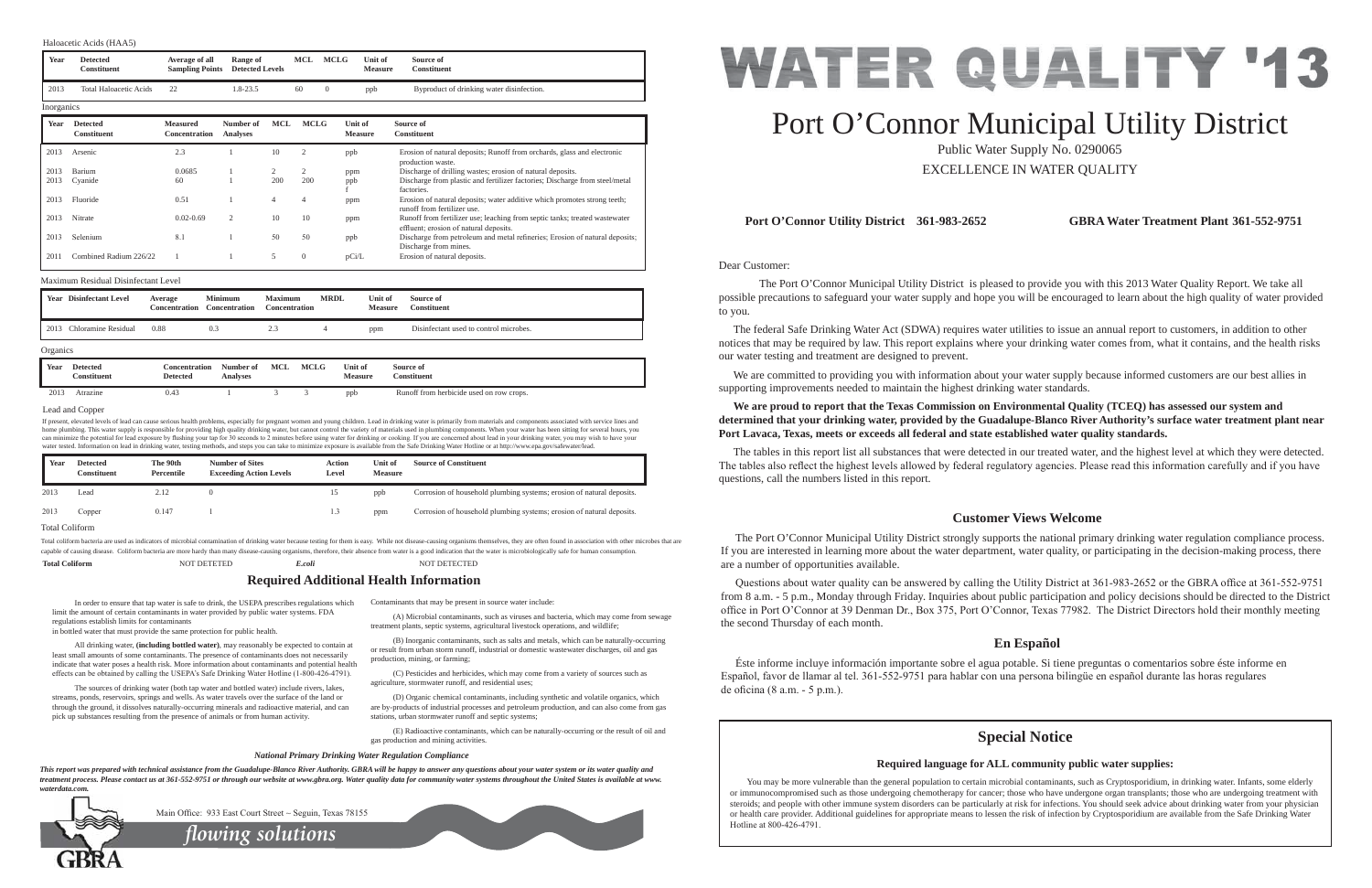# WATER QUALITY '13

# Port O'Connor Municipal Utility District

Public Water Supply No. 0290065

EXCELLENCE IN WATER QUALITY

**Port O'Connor Utility District 361-983-2652** **GBRA Water Treatment Plant 361-552-9751**

Dear Customer:

The Port O'Connor Municipal Utility District is pleased to provide you with this 2013 Water Quality Report. We take all possible precautions to safeguard your water supply and hope you will be encouraged to learn about the high quality of water provided to you.

The federal Safe Drinking Water Act (SDWA) requires water utilities to issue an annual report to customers, in addition to other notices that may be required by law. This report explains where your drinking water comes from, what it contains, and the health risks our water testing and treatment are designed to prevent.

We are committed to providing you with information about your water supply because informed customers are our best allies in supporting improvements needed to maintain the highest drinking water standards.

**We are proud to report that the Texas Commission on Environmental Quality (TCEQ) has assessed our system and determined that your drinking water, provided by the Guadalupe-Blanco River Authority's surface water treatment plant near Port Lavaca, Texas, meets or exceeds all federal and state established water quality standards.**

The tables in this report list all substances that were detected in our treated water, and the highest level at which they were detected. The tables also reflect the highest levels allowed by federal regulatory agencies. Please read this information carefully and if you have questions, call the numbers listed in this report.

## Customer Views Welcome

The Port O'Connor Municipal Utility District strongly supports the national primary drinking water regulation compliance process. If you are interested in learning more about the water department, water quality, or participating in the decision-making process, there are a number of opportunities available.

Questions about water quality can be answered by calling the Utility District at 361-983-2652 or the GBRA office at 361-552-9751 from 8 a.m. - 5 p.m., Monday through Friday. Inquiries about public participation and policy decisions should be directed to the District office in Port O'Connor at 39 Denman Dr., Box 375, Port O'Connor, Texas 77982. The District Directors hold their monthly meeting the second Thursday of each month.

## En Español

Éste informe incluye información importante sobre el agua potable. Si tiene preguntas o comentarios sobre éste informe en Español, favor de llamar al tel. 361-552-9751 para hablar con una persona bilingüe en español durante las horas regulares de oficina (8 a.m. - 5 p.m.).

## Special Notice

**Required language for ALL community public water supplies:**

You may be more vulnerable than the general population to certain microbial contaminants, such as Cryptosporidium, in drinking water. Infants, some elderly or immunocompromised such as those undergoing chemotherapy for cancer; those who have undergone organ transplants; those who are undergoing treatment with steroids; and people with other immune system disorders can be particularly at risk for infections. You should seek advice about drinking water from your physician or health care provider. Additional guidelines for appropriate means to lessen the risk of infection by Cryptosporidium are available from the Safe Drinking Water Hotline at 800-426-4791.

Haloacetic Acids (HAA5)

| Year | Detected Constituent | Average of all Sampling Points | Range of Detected Levels | MCL | MCLG | Unit of Measure | Source of Constituent |
|---|---|---|---|---|---|---|---|
| 2013 | Total Haloacetic Acids | 22 | 1.8-23.5 | 60 | 0 | ppb | Byproduct of drinking water disinfection. |

Inorganics

| Year | Detected Constituent | Measured Concentration | Number of Analyses | MCL | MCLG | Unit of Measure | Source of Constituent |
|---|---|---|---|---|---|---|---|
| 2013 | Arsenic | 2.3 | 1 | 10 | 2 | ppb | Erosion of natural deposits; Runoff from orchards, glass and electronic production waste. |
| 2013 | Barium | 0.0685 | 1 | 2 | 2 | ppm | Discharge of drilling wastes; erosion of natural deposits. |
| 2013 | Cyanide | 60 | 1 | 200 | 200 | ppb f | Discharge from plastic and fertilizer factories; Discharge from steel/metal factories. |
| 2013 | Fluoride | 0.51 | 1 | 4 | 4 | ppm | Erosion of natural deposits; water additive which promotes strong teeth; runoff from fertilizer use. |
| 2013 | Nitrate | 0.02-0.69 | 2 | 10 | 10 | ppm | Runoff from fertilizer use; leaching from septic tanks; treated wastewater effluent; erosion of natural deposits. |
| 2013 | Selenium | 8.1 | 1 | 50 | 50 | ppb | Discharge from petroleum and metal refineries; Erosion of natural deposits; Discharge from mines. |
| 2011 | Combined Radium 226/22 | 1 | 1 | 5 | 0 | pCi/L | Erosion of natural deposits. |

Maximum Residual Disinfectant Level

| Year | Disinfectant Level | Average Concentration | Minimum Concentration | Maximum Concentration | MRDL | Unit of Measure | Source of Constituent |
|---|---|---|---|---|---|---|---|
| 2013 | Chloramine Residual | 0.88 | 0.3 | 2.3 | 4 | ppm | Disinfectant used to control microbes. |

Organics

| Year | Detected Constituent | Concentration Detected | Number of Analyses | MCL | MCLG | Unit of Measure | Source of Constituent |
|---|---|---|---|---|---|---|---|
| 2013 | Atrazine | 0.43 | 1 | 3 | 3 | ppb | Runoff from herbicide used on row crops. |

Lead and Copper

If present, elevated levels of lead can cause serious health problems, especially for pregnant women and young children. Lead in drinking water is primarily from materials and components associated with service lines and home plumbing. This water supply is responsible for providing high quality drinking water, but cannot control the variety of materials used in plumbing components. When your water has been sitting for several hours, you can minimize the potential for lead exposure by flushing your tap for 30 seconds to 2 minutes before using water for drinking or cooking. If you are concerned about lead in your drinking water, you may wish to have your water tested. Information on lead in drinking water, testing methods, and steps you can take to minimize exposure is available from the Safe Drinking Water Hotline or at http://www.epa.gov/safewater/lead.

| Year | Detected Constituent | The 90th Percentile | Number of Sites Exceeding Action Levels | Action Level | Unit of Measure | Source of Constituent |
|---|---|---|---|---|---|---|
| 2013 | Lead | 2.12 | 0 | 15 | ppb | Corrosion of household plumbing systems; erosion of natural deposits. |
| 2013 | Copper | 0.147 | 1 | 1.3 | ppm | Corrosion of household plumbing systems; erosion of natural deposits. |

Total Coliform

Total coliform bacteria are used as indicators of microbial contamination of drinking water because testing for them is easy. While not disease-causing organisms themselves, they are often found in association with other microbes that are capable of causing disease. Coliform bacteria are more hardy than many disease-causing organisms, therefore, their absence from water is a good indication that the water is microbiologically safe for human consumption.

**Total Coliform** NOT DETETED ***E.coli*** NOT DETECTED

## Required Additional Health Information

In order to ensure that tap water is safe to drink, the USEPA prescribes regulations which limit the amount of certain contaminants in water provided by public water systems. FDA regulations establish limits for contaminants in bottled water that must provide the same protection for public health.

All drinking water, **(including bottled water)**, may reasonably be expected to contain at least small amounts of some contaminants. The presence of contaminants does not necessarily indicate that water poses a health risk. More information about contaminants and potential health effects can be obtained by calling the USEPA's Safe Drinking Water Hotline (1-800-426-4791).

The sources of drinking water (both tap water and bottled water) include rivers, lakes, streams, ponds, reservoirs, springs and wells. As water travels over the surface of the land or through the ground, it dissolves naturally-occurring minerals and radioactive material, and can pick up substances resulting from the presence of animals or from human activity.

Contaminants that may be present in source water include:

(A) Microbial contaminants, such as viruses and bacteria, which may come from sewage treatment plants, septic systems, agricultural livestock operations, and wildlife;

(B) Inorganic contaminants, such as salts and metals, which can be naturally-occurring or result from urban storm runoff, industrial or domestic wastewater discharges, oil and gas production, mining, or farming;

(C) Pesticides and herbicides, which may come from a variety of sources such as agriculture, stormwater runoff, and residential uses;

(D) Organic chemical contaminants, including synthetic and volatile organics, which are by-products of industrial processes and petroleum production, and can also come from gas stations, urban stormwater runoff and septic systems;

(E) Radioactive contaminants, which can be naturally-occurring or the result of oil and gas production and mining activities.

*National Primary Drinking Water Regulation Compliance*

***This report was prepared with technical assistance from the Guadalupe-Blanco River Authority. GBRA will be happy to answer any questions about your water system or its water quality and treatment process. Please contact us at 361-552-9751 or through our website at www.gbra.org. Water quality data for community water systems throughout the United States is available at www.waterdata.com.***

GBRA

Main Office: 933 East Court Street ~ Seguin, Texas 78155

*flowing solutions*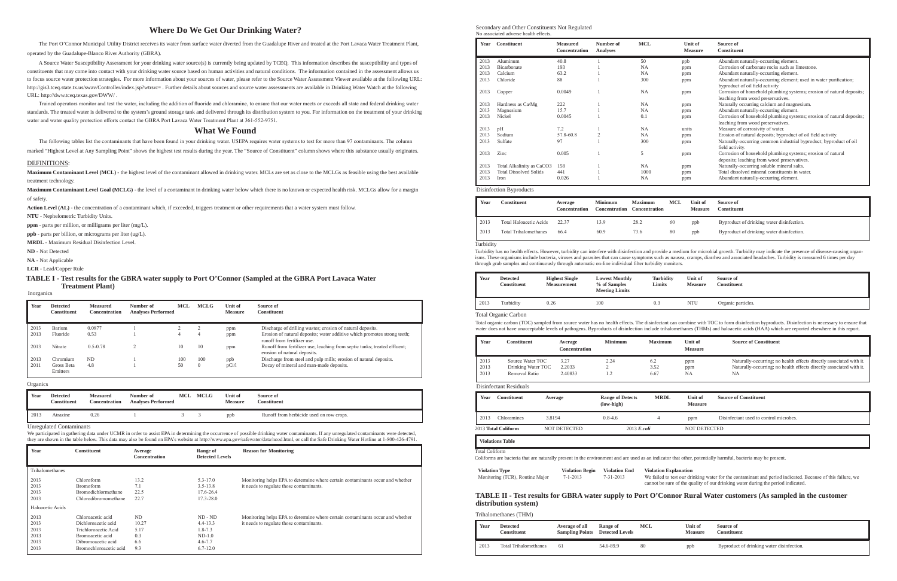## Where Do We Get Our Drinking Water?

The Port O'Connor Municipal Utility District receives its water from surface water diverted from the Guadalupe River and treated at the Port Lavaca Water Treatment Plant, operated by the Guadalupe-Blanco River Authority (GBRA).

A Source Water Susceptibility Assessment for your drinking water source(s) is currently being updated by TCEQ. This information describes the susceptibility and types of constituents that may come into contact with your drinking water source based on human activities and natural conditions. The information contained in the assessment allows us to focus source water protection strategies. For more information about your sources of water, please refer to the Source Water Assessment Viewer available at the following URL: http://gis3.tceq.state.tx.us/swav/Controller/index.jsp?wtrsrc= . Further details about sources and source water assessments are available in Drinking Water Watch at the following URL: http://dww.tceq.texas.gov/DWW/ .

Trained operators monitor and test the water, including the addition of fluoride and chloramine, to ensure that our water meets or exceeds all state and federal drinking water standards. The treated water is delivered to the system's ground storage tank and delivered through its distribution system to you. For information on the treatment of your drinking water and water quality protection efforts contact the GBRA Port Lavaca Water Treatment Plant at 361-552-9751.

## What We Found

The following tables list the contaminants that have been found in your drinking water. USEPA requires water systems to test for more than 97 contaminants. The column marked "Highest Level at Any Sampling Point" shows the highest test results during the year. The "Source of Constituent" column shows where this substance usually originates.

DEFINITIONS:

**Maximum Contaminant Level (MCL)** - the highest level of the contaminant allowed in drinking water. MCLs are set as close to the MCLGs as feasible using the best available treatment technology.

**Maximum Contaminant Level Goal (MCLG)** - the level of a contaminant in drinking water below which there is no known or expected health risk. MCLGs allow for a margin of safety.

**Action Level (AL)** - the concentration of a contaminant which, if exceeded, triggers treatment or other requirements that a water system must follow.

**NTU** - Nephelometric Turbidity Units.

**ppm** - parts per million, or milligrams per liter (mg/L).

**ppb** - parts per billion, or micrograms per liter (ug/L).

**MRDL** - Maximum Residual Disinfection Level.

**ND** - Not Detected

**NA** - Not Applicable

**LCR** - Lead/Copper Rule

### TABLE I - Test results for the GBRA water supply to Port O'Connor (Sampled at the GBRA Port Lavaca Water Treatment Plant)

Inorganics

| Year | Detected Constituent | Measured Concentration | Number of Analyses Performed | MCL | MCLG | Unit of Measure | Source of Constituent |
|---|---|---|---|---|---|---|---|
| 2013 | Barium | 0.0877 | 1 | 2 | 2 | ppm | Discharge of drilling wastes; erosion of natural deposits. |
| 2013 | Fluoride | 0.53 | 1 | 4 | 4 | ppm | Erosion of natural deposits; water additive which promotes strong teeth; runoff from fertilizer use. |
| 2013 | Nitrate | 0.5-0.78 | 2 | 10 | 10 | ppm | Runoff from fertilizer use; leaching from septic tanks; treated effluent; erosion of natural deposits. |
| 2013 | Chromium | ND | 1 | 100 | 100 | ppb | Discharge from steel and pulp mills; erosion of natural deposits. |
| 2011 | Gross Beta Emitters | 4.8 | 1 | 50 | 0 | pCi/l | Decay of mineral and man-made deposits. |

Organics

| Year | Detected Constituent | Measured Concentration | Number of Analyses Performed | MCL | MCLG | Unit of Measure | Source of Constituent |
|---|---|---|---|---|---|---|---|
| 2013 | Atrazine | 0.26 | 1 | 3 | 3 | ppb | Runoff from herbicide used on row crops. |

Unregulated Contaminants

We participated in gathering data under UCMR in order to assist EPA in determining the occurrence of possible drinking water contaminants. If any unregulated contaminants were detected, they are shown in the table below. This data may also be found on EPA's website at http://www.epa.gov/safewater/data/ncod.html, or call the Safe Drinking Water Hotline at 1-800-426-4791.

| Year | Constituent | Average Concentration | Range of Detected Levels | Reason for Monitoring |
|---|---|---|---|---|
| Trihalomethanes | | | | |
| 2013 | Chloroform | 13.2 | 5.3-17.0 | Monitoring helps EPA to determine where certain contaminants occur and whether it needs to regulate those contaminants. |
| 2013 | Bromoform | 7.1 | 3.5-13.8 | |
| 2013 | Bromodichlormethane | 22.5 | 17.6-26.4 | |
| 2013 | Chlorodibromomethane | 22.7 | 17.3-28.0 | |
| Haloacetic Acids | | | | |
| 2013 | Chloroacetic acid | ND | ND - ND | Monitoring helps EPA to determine where certain contaminants occur and whether it needs to regulate those contaminants. |
| 2013 | Dichloroacetic acid | 10.27 | 4.4-13.3 | |
| 2013 | Trichloroacetic Acid | 5.17 | 1.8-7.3 | |
| 2013 | Bromoacetic acid | 0.3 | ND-1.0 | |
| 2013 | Dibromoacetic acid | 6.6 | 4.6-7.7 | |
| 2013 | Bromochloroacetic acid | 9.3 | 6.7-12.0 | |

Secondary and Other Constituents Not Regulated
No associated adverse health effects.

| Year | Constituent | Measured Concentration | Number of Analyses | MCL | Unit of Measure | Source of Constituent |
|---|---|---|---|---|---|---|
| 2013 | Aluminum | 40.8 | 1 | 50 | ppb | Abundant naturally-occurring element. |
| 2013 | Bicarbonate | 193 | 1 | NA | ppm | Corrosion of carbonate rocks such as limestone. |
| 2013 | Calcium | 63.2 | 1 | NA | ppm | Abundant naturally-occurring element. |
| 2013 | Chloride | 88 | 1 | 300 | ppm | Abundant naturally-occurring element; used in water purification; byproduct of oil field activity. |
| 2013 | Copper | 0.0049 | 1 | NA | ppm | Corrosion of household plumbing systems; erosion of natural deposits; leaching from wood preservatives. |
| 2013 | Hardness as Ca/Mg | 222 | 1 | NA | ppm | Naturally occurring calcium and magnesium. |
| 2013 | Magnesium | 15.7 | 1 | NA | ppm | Abundant naturally-occurring element. |
| 2013 | Nickel | 0.0045 | 1 | 0.1 | ppm | Corrosion of household plumbing systems; erosion of natural deposits; leaching from wood preservatives. |
| 2013 | pH | 7.2 | 1 | NA | units | Measure of corrosivity of water. |
| 2013 | Sodium | 57.8-60.8 | 2 | NA | ppm | Erosion of natural deposits; byproduct of oil field activity. |
| 2013 | Sulfate | 97 | 1 | 300 | ppm | Naturally-occurring common industrial byproduct; byproduct of oil field activity. |
| 2013 | Zinc | 0.005 | 1 | 5 | ppm | Corrosion of household plumbing systems; erosion of natural deposits; leaching from wood preservatives. |
| 2013 | Total Alkalinity as CaCO3 | 158 | 1 | NA | ppm | Naturally-occurring soluble mineral salts. |
| 2013 | Total Dissolved Solids | 441 | 1 | 1000 | ppm | Total dissolved mineral constituents in water. |
| 2013 | Iron | 0.026 | 1 | NA | ppm | Abundant naturally-occurring element. |

Disinfection Byproducts

| Year | Constituent | Average Concentration | Minimum Concentration | Maximum Concentration | MCL | Unit of Measure | Source of Constituent |
|---|---|---|---|---|---|---|---|
| 2013 | Total Haloacetic Acids | 22.37 | 13.9 | 28.2 | 60 | ppb | Byproduct of drinking water disinfection. |
| 2013 | Total Trihalomethanes | 66.4 | 60.9 | 73.6 | 80 | ppb | Byproduct of drinking water disinfection. |

Turbidity

Turbidity has no health effects. However, turbidity can interfere with disinfection and provide a medium for microbial growth. Turbidity may indicate the presence of disease-causing organisms. These organisms include bacteria, viruses and parasites that can cause symptoms such as nausea, cramps, diarrhea and associated headaches. Turbidity is measured 6 times per day through grab samples and continuously through automatic on-line individual filter turbidity monitors.

| Year | Detected Constituent | Highest Single Measurement | Lowest Monthly % of Samples Meeting Limits | Turbidity Limits | Unit of Measure | Source of Constituent |
|---|---|---|---|---|---|---|
| 2013 | Turbidity | 0.26 | 100 | 0.3 | NTU | Organic particles. |

Total Organic Carbon

Total organic carbon (TOC) sampled from source water has no health effects. The disinfectant can combine with TOC to form disinfection byproducts. Disinfection is necessary to ensure that water does not have unacceptable levels of pathogens. Byproducts of disinfection include trihalomethanes (THMs) and haloacetic acids (HAA) which are reported elsewhere in this report.

| Year | Constituent | Average Concentration | Minimum | Maximum | Unit of Measure | Source of Constituent |
|---|---|---|---|---|---|---|
| 2013 | Source Water TOC | 3.27 | 2.24 | 6.2 | ppm | Naturally-occurring; no health effects directly associated with it. |
| 2013 | Drinking Water TOC | 2.2033 | 2 | 3.52 | ppm | Naturally-occurring; no health effects directly associated with it. |
| 2013 | Removal Ratio | 2.40833 | 1.2 | 6.67 | NA | NA |

Disinfectant Residuals

| Year | Constituent | Average | Range of Detects (low-high) | MRDL | Unit of Measure | Source of Constituent |
|---|---|---|---|---|---|---|
| 2013 | Chloramines | 3.8194 | 0.8-4.6 | 4 | ppm | Disinfectant used to control microbes. |

2013 **Total Coliform** NOT DETECTED 2013 ***E.coli*** NOT DETECTED

**Violations Table**

Total Coliform

Coliforms are bacteria that are naturally present in the environment and are used as an indicator that other, potentially harmful, bacteria may be present.

| Violation Type | Violation Begin | Violation End | Violation Explanation |
|---|---|---|---|
| Monitoring (TCR), Routine Major | 7-1-2013 | 7-31-2013 | We failed to test our drinking water for the contaminant and period indicated. Because of this failure, we cannot be sure of the quality of our drinking water during the period indicated. |

### TABLE II - Test results for GBRA water supply to Port O'Connor Rural Water customers (As sampled in the customer distribution system)

Trihalomethanes (THM)

| Year | Detected Constituent | Average of all Sampling Points | Range of Detected Levels | MCL | Unit of Measure | Source of Constituent |
|---|---|---|---|---|---|---|
| 2013 | Total Trihalomethanes | 61 | 54.6-89.9 | 80 | ppb | Byproduct of drinking water disinfection. |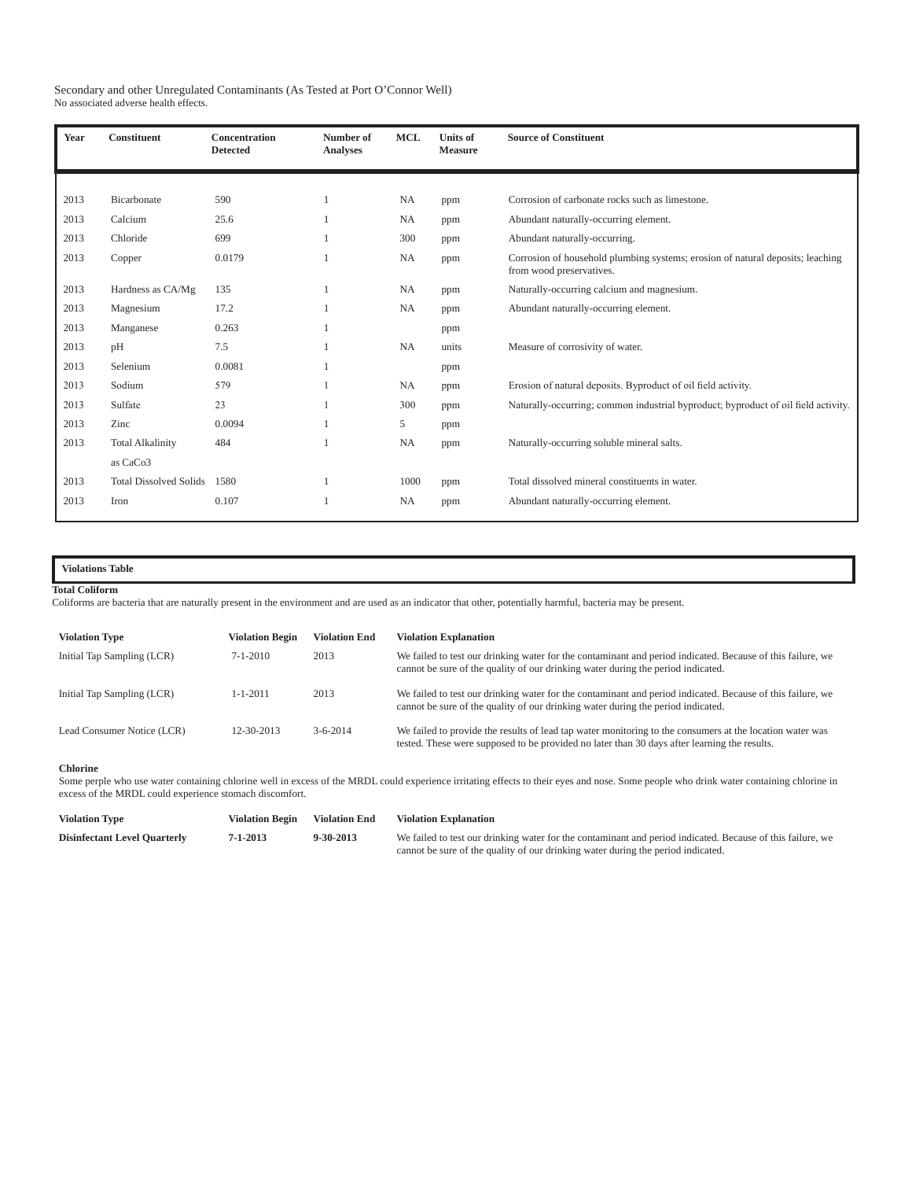Secondary and other Unregulated Contaminants (As Tested at Port O'Connor Well)
No associated adverse health effects.

| Year | Constituent | Concentration Detected | Number of Analyses | MCL | Units of Measure | Source of Constituent |
|---|---|---|---|---|---|---|
| 2013 | Bicarbonate | 590 | 1 | NA | ppm | Corrosion of carbonate rocks such as limestone. |
| 2013 | Calcium | 25.6 | 1 | NA | ppm | Abundant naturally-occurring element. |
| 2013 | Chloride | 699 | 1 | 300 | ppm | Abundant naturally-occurring. |
| 2013 | Copper | 0.0179 | 1 | NA | ppm | Corrosion of household plumbing systems; erosion of natural deposits; leaching from wood preservatives. |
| 2013 | Hardness as CA/Mg | 135 | 1 | NA | ppm | Naturally-occurring calcium and magnesium. |
| 2013 | Magnesium | 17.2 | 1 | NA | ppm | Abundant naturally-occurring element. |
| 2013 | Manganese | 0.263 | 1 | | ppm | |
| 2013 | pH | 7.5 | 1 | NA | units | Measure of corrosivity of water. |
| 2013 | Selenium | 0.0081 | 1 | | ppm | |
| 2013 | Sodium | 579 | 1 | NA | ppm | Erosion of natural deposits. Byproduct of oil field activity. |
| 2013 | Sulfate | 23 | 1 | 300 | ppm | Naturally-occurring; common industrial byproduct; byproduct of oil field activity. |
| 2013 | Zinc | 0.0094 | 1 | 5 | ppm | |
| 2013 | Total Alkalinity as CaCo3 | 484 | 1 | NA | ppm | Naturally-occurring soluble mineral salts. |
| 2013 | Total Dissolved Solids | 1580 | 1 | 1000 | ppm | Total dissolved mineral constituents in water. |
| 2013 | Iron | 0.107 | 1 | NA | ppm | Abundant naturally-occurring element. |

## Violations Table

**Total Coliform**

Coliforms are bacteria that are naturally present in the environment and are used as an indicator that other, potentially harmful, bacteria may be present.

| Violation Type | Violation Begin | Violation End | Violation Explanation |
|---|---|---|---|
| Initial Tap Sampling (LCR) | 7-1-2010 | 2013 | We failed to test our drinking water for the contaminant and period indicated. Because of this failure, we cannot be sure of the quality of our drinking water during the period indicated. |
| Initial Tap Sampling (LCR) | 1-1-2011 | 2013 | We failed to test our drinking water for the contaminant and period indicated. Because of this failure, we cannot be sure of the quality of our drinking water during the period indicated. |
| Lead Consumer Notice (LCR) | 12-30-2013 | 3-6-2014 | We failed to provide the results of lead tap water monitoring to the consumers at the location water was tested. These were supposed to be provided no later than 30 days after learning the results. |

**Chlorine**

Some perple who use water containing chlorine well in excess of the MRDL could experience irritating effects to their eyes and nose. Some people who drink water containing chlorine in excess of the MRDL could experience stomach discomfort.

| Violation Type | Violation Begin | Violation End | Violation Explanation |
|---|---|---|---|
| **Disinfectant Level Quarterly** | **7-1-2013** | **9-30-2013** | We failed to test our drinking water for the contaminant and period indicated. Because of this failure, we cannot be sure of the quality of our drinking water during the period indicated. |